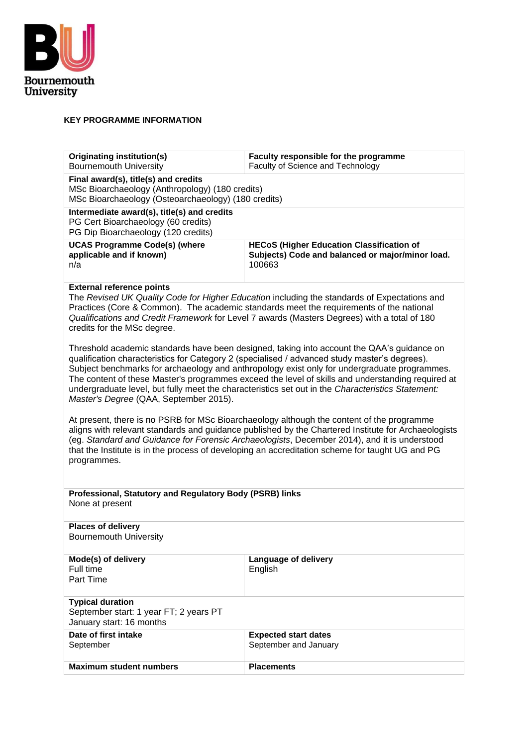Bournemouth University

## KEY PROGRAMME INFORMATION

| **Originating institution(s)**<br>Bournemouth University | **Faculty responsible for the programme**<br>Faculty of Science and Technology |
|---|---|
| **Final award(s), title(s) and credits**<br>MSc Bioarchaeology (Anthropology) (180 credits)<br>MSc Bioarchaeology (Osteoarchaeology) (180 credits) | |
| **Intermediate award(s), title(s) and credits**<br>PG Cert Bioarchaeology (60 credits)<br>PG Dip Bioarchaeology (120 credits) | |
| **UCAS Programme Code(s) (where applicable and if known)**<br>n/a | **HECoS (Higher Education Classification of Subjects) Code and balanced or major/minor load.**<br>100663 |
| **External reference points**<br>The *Revised UK Quality Code for Higher Education* including the standards of Expectations and Practices (Core & Common). The academic standards meet the requirements of the national *Qualifications and Credit Framework* for Level 7 awards (Masters Degrees) with a total of 180 credits for the MSc degree.<br><br>Threshold academic standards have been designed, taking into account the QAA's guidance on qualification characteristics for Category 2 (specialised / advanced study master's degrees). Subject benchmarks for archaeology and anthropology exist only for undergraduate programmes. The content of these Master's programmes exceed the level of skills and understanding required at undergraduate level, but fully meet the characteristics set out in the *Characteristics Statement: Master's Degree* (QAA, September 2015).<br><br>At present, there is no PSRB for MSc Bioarchaeology although the content of the programme aligns with relevant standards and guidance published by the Chartered Institute for Archaeologists (eg. *Standard and Guidance for Forensic Archaeologists*, December 2014), and it is understood that the Institute is in the process of developing an accreditation scheme for taught UG and PG programmes. | |
| **Professional, Statutory and Regulatory Body (PSRB) links**<br>None at present | |
| **Places of delivery**<br>Bournemouth University | |
| **Mode(s) of delivery**<br>Full time<br>Part Time | **Language of delivery**<br>English |
| **Typical duration**<br>September start: 1 year FT; 2 years PT<br>January start: 16 months | |
| **Date of first intake**<br>September | **Expected start dates**<br>September and January |
| **Maximum student numbers** | **Placements** |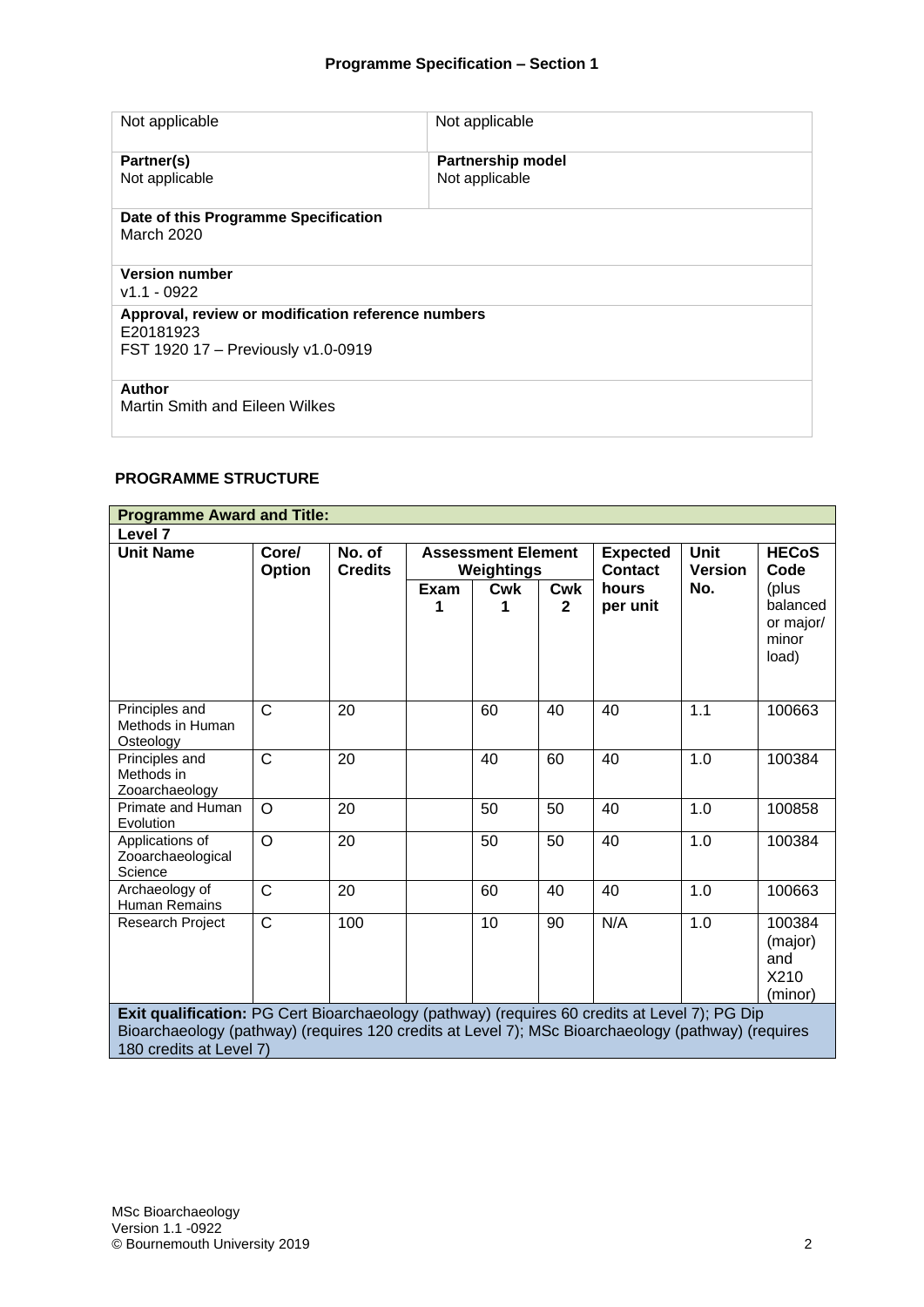## Programme Specification – Section 1

| Not applicable | Not applicable |
|---|---|
| **Partner(s)**<br>Not applicable | **Partnership model**<br>Not applicable |
| **Date of this Programme Specification**<br>March 2020 | |
| **Version number**<br>v1.1 - 0922 | |
| **Approval, review or modification reference numbers**<br>E20181923<br>FST 1920 17 – Previously v1.0-0919 | |
| **Author**<br>Martin Smith and Eileen Wilkes | |

### PROGRAMME STRUCTURE

| **Programme Award and Title:** | | | | | | | | |
|---|---|---|---|---|---|---|---|---|
| **Level 7** | | | | | | | | |
| **Unit Name** | **Core/ Option** | **No. of Credits** | **Assessment Element Weightings** | | | **Expected Contact hours per unit** | **Unit Version No.** | **HECoS Code** (plus balanced or major/ minor load) |
| | | | **Exam 1** | **Cwk 1** | **Cwk 2** | | | |
| Principles and Methods in Human Osteology | C | 20 | | 60 | 40 | 40 | 1.1 | 100663 |
| Principles and Methods in Zooarchaeology | C | 20 | | 40 | 60 | 40 | 1.0 | 100384 |
| Primate and Human Evolution | O | 20 | | 50 | 50 | 40 | 1.0 | 100858 |
| Applications of Zooarchaeological Science | O | 20 | | 50 | 50 | 40 | 1.0 | 100384 |
| Archaeology of Human Remains | C | 20 | | 60 | 40 | 40 | 1.0 | 100663 |
| Research Project | C | 100 | | 10 | 90 | N/A | 1.0 | 100384 (major) and X210 (minor) |
| **Exit qualification:** PG Cert Bioarchaeology (pathway) (requires 60 credits at Level 7); PG Dip Bioarchaeology (pathway) (requires 120 credits at Level 7); MSc Bioarchaeology (pathway) (requires 180 credits at Level 7) | | | | | | | | |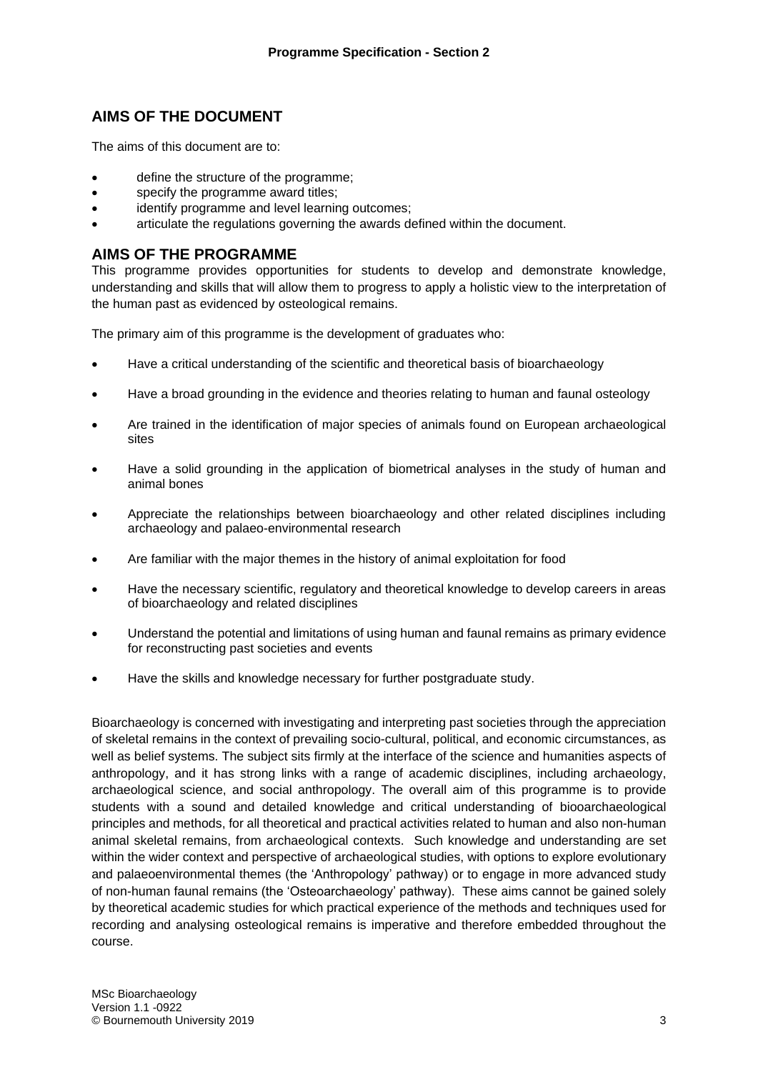## AIMS OF THE DOCUMENT

The aims of this document are to:

- define the structure of the programme;
- specify the programme award titles;
- identify programme and level learning outcomes;
- articulate the regulations governing the awards defined within the document.

## AIMS OF THE PROGRAMME

This programme provides opportunities for students to develop and demonstrate knowledge, understanding and skills that will allow them to progress to apply a holistic view to the interpretation of the human past as evidenced by osteological remains.

The primary aim of this programme is the development of graduates who:

- Have a critical understanding of the scientific and theoretical basis of bioarchaeology
- Have a broad grounding in the evidence and theories relating to human and faunal osteology
- Are trained in the identification of major species of animals found on European archaeological sites
- Have a solid grounding in the application of biometrical analyses in the study of human and animal bones
- Appreciate the relationships between bioarchaeology and other related disciplines including archaeology and palaeo-environmental research
- Are familiar with the major themes in the history of animal exploitation for food
- Have the necessary scientific, regulatory and theoretical knowledge to develop careers in areas of bioarchaeology and related disciplines
- Understand the potential and limitations of using human and faunal remains as primary evidence for reconstructing past societies and events
- Have the skills and knowledge necessary for further postgraduate study.

Bioarchaeology is concerned with investigating and interpreting past societies through the appreciation of skeletal remains in the context of prevailing socio-cultural, political, and economic circumstances, as well as belief systems. The subject sits firmly at the interface of the science and humanities aspects of anthropology, and it has strong links with a range of academic disciplines, including archaeology, archaeological science, and social anthropology. The overall aim of this programme is to provide students with a sound and detailed knowledge and critical understanding of biooarchaeological principles and methods, for all theoretical and practical activities related to human and also non-human animal skeletal remains, from archaeological contexts. Such knowledge and understanding are set within the wider context and perspective of archaeological studies, with options to explore evolutionary and palaeoenvironmental themes (the 'Anthropology' pathway) or to engage in more advanced study of non-human faunal remains (the 'Osteoarchaeology' pathway). These aims cannot be gained solely by theoretical academic studies for which practical experience of the methods and techniques used for recording and analysing osteological remains is imperative and therefore embedded throughout the course.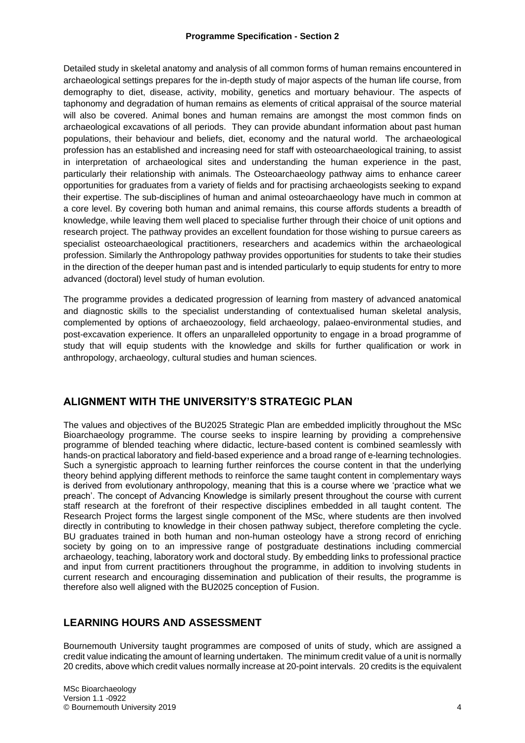Detailed study in skeletal anatomy and analysis of all common forms of human remains encountered in archaeological settings prepares for the in-depth study of major aspects of the human life course, from demography to diet, disease, activity, mobility, genetics and mortuary behaviour. The aspects of taphonomy and degradation of human remains as elements of critical appraisal of the source material will also be covered. Animal bones and human remains are amongst the most common finds on archaeological excavations of all periods. They can provide abundant information about past human populations, their behaviour and beliefs, diet, economy and the natural world. The archaeological profession has an established and increasing need for staff with osteoarchaeological training, to assist in interpretation of archaeological sites and understanding the human experience in the past, particularly their relationship with animals. The Osteoarchaeology pathway aims to enhance career opportunities for graduates from a variety of fields and for practising archaeologists seeking to expand their expertise. The sub-disciplines of human and animal osteoarchaeology have much in common at a core level. By covering both human and animal remains, this course affords students a breadth of knowledge, while leaving them well placed to specialise further through their choice of unit options and research project. The pathway provides an excellent foundation for those wishing to pursue careers as specialist osteoarchaeological practitioners, researchers and academics within the archaeological profession. Similarly the Anthropology pathway provides opportunities for students to take their studies in the direction of the deeper human past and is intended particularly to equip students for entry to more advanced (doctoral) level study of human evolution.

The programme provides a dedicated progression of learning from mastery of advanced anatomical and diagnostic skills to the specialist understanding of contextualised human skeletal analysis, complemented by options of archaeozoology, field archaeology, palaeo-environmental studies, and post-excavation experience. It offers an unparalleled opportunity to engage in a broad programme of study that will equip students with the knowledge and skills for further qualification or work in anthropology, archaeology, cultural studies and human sciences.

## ALIGNMENT WITH THE UNIVERSITY'S STRATEGIC PLAN

The values and objectives of the BU2025 Strategic Plan are embedded implicitly throughout the MSc Bioarchaeology programme. The course seeks to inspire learning by providing a comprehensive programme of blended teaching where didactic, lecture-based content is combined seamlessly with hands-on practical laboratory and field-based experience and a broad range of e-learning technologies. Such a synergistic approach to learning further reinforces the course content in that the underlying theory behind applying different methods to reinforce the same taught content in complementary ways is derived from evolutionary anthropology, meaning that this is a course where we 'practice what we preach'. The concept of Advancing Knowledge is similarly present throughout the course with current staff research at the forefront of their respective disciplines embedded in all taught content. The Research Project forms the largest single component of the MSc, where students are then involved directly in contributing to knowledge in their chosen pathway subject, therefore completing the cycle. BU graduates trained in both human and non-human osteology have a strong record of enriching society by going on to an impressive range of postgraduate destinations including commercial archaeology, teaching, laboratory work and doctoral study. By embedding links to professional practice and input from current practitioners throughout the programme, in addition to involving students in current research and encouraging dissemination and publication of their results, the programme is therefore also well aligned with the BU2025 conception of Fusion.

## LEARNING HOURS AND ASSESSMENT

Bournemouth University taught programmes are composed of units of study, which are assigned a credit value indicating the amount of learning undertaken. The minimum credit value of a unit is normally 20 credits, above which credit values normally increase at 20-point intervals. 20 credits is the equivalent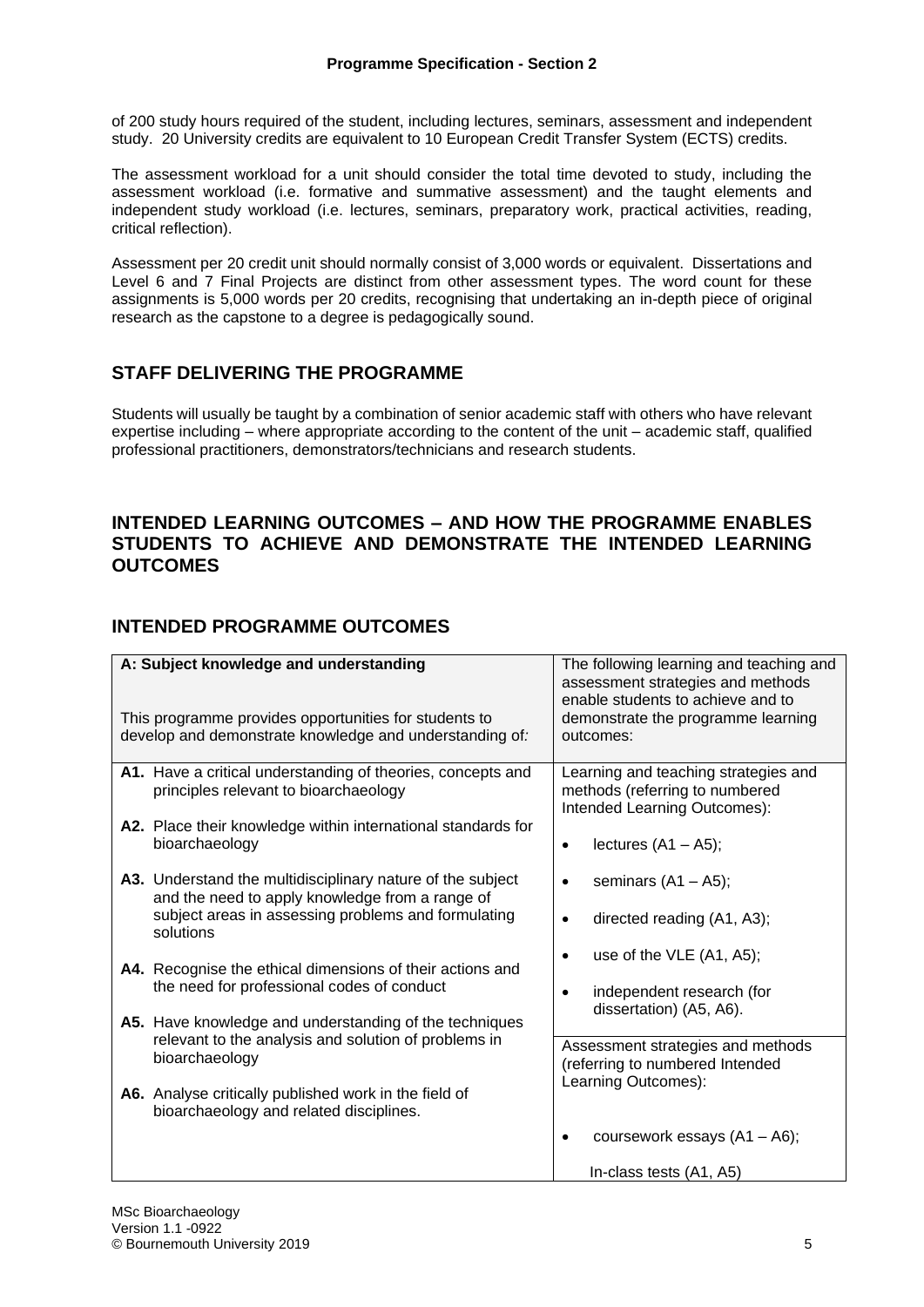of 200 study hours required of the student, including lectures, seminars, assessment and independent study. 20 University credits are equivalent to 10 European Credit Transfer System (ECTS) credits.

The assessment workload for a unit should consider the total time devoted to study, including the assessment workload (i.e. formative and summative assessment) and the taught elements and independent study workload (i.e. lectures, seminars, preparatory work, practical activities, reading, critical reflection).

Assessment per 20 credit unit should normally consist of 3,000 words or equivalent. Dissertations and Level 6 and 7 Final Projects are distinct from other assessment types. The word count for these assignments is 5,000 words per 20 credits, recognising that undertaking an in-depth piece of original research as the capstone to a degree is pedagogically sound.

## STAFF DELIVERING THE PROGRAMME

Students will usually be taught by a combination of senior academic staff with others who have relevant expertise including – where appropriate according to the content of the unit – academic staff, qualified professional practitioners, demonstrators/technicians and research students.

## INTENDED LEARNING OUTCOMES – AND HOW THE PROGRAMME ENABLES STUDENTS TO ACHIEVE AND DEMONSTRATE THE INTENDED LEARNING OUTCOMES

## INTENDED PROGRAMME OUTCOMES

| **A: Subject knowledge and understanding**<br><br>This programme provides opportunities for students to develop and demonstrate knowledge and understanding of: | The following learning and teaching and assessment strategies and methods enable students to achieve and to demonstrate the programme learning outcomes: |
|---|---|
| **A1.** Have a critical understanding of theories, concepts and principles relevant to bioarchaeology<br><br>**A2.** Place their knowledge within international standards for bioarchaeology<br><br>**A3.** Understand the multidisciplinary nature of the subject and the need to apply knowledge from a range of subject areas in assessing problems and formulating solutions<br><br>**A4.** Recognise the ethical dimensions of their actions and the need for professional codes of conduct<br><br>**A5.** Have knowledge and understanding of the techniques relevant to the analysis and solution of problems in bioarchaeology<br><br>**A6.** Analyse critically published work in the field of bioarchaeology and related disciplines. | Learning and teaching strategies and methods (referring to numbered Intended Learning Outcomes):<br><br>• lectures (A1 – A5);<br>• seminars (A1 – A5);<br>• directed reading (A1, A3);<br>• use of the VLE (A1, A5);<br>• independent research (for dissertation) (A5, A6).<br><br>Assessment strategies and methods (referring to numbered Intended Learning Outcomes):<br><br>• coursework essays (A1 – A6);<br><br>In-class tests (A1, A5) |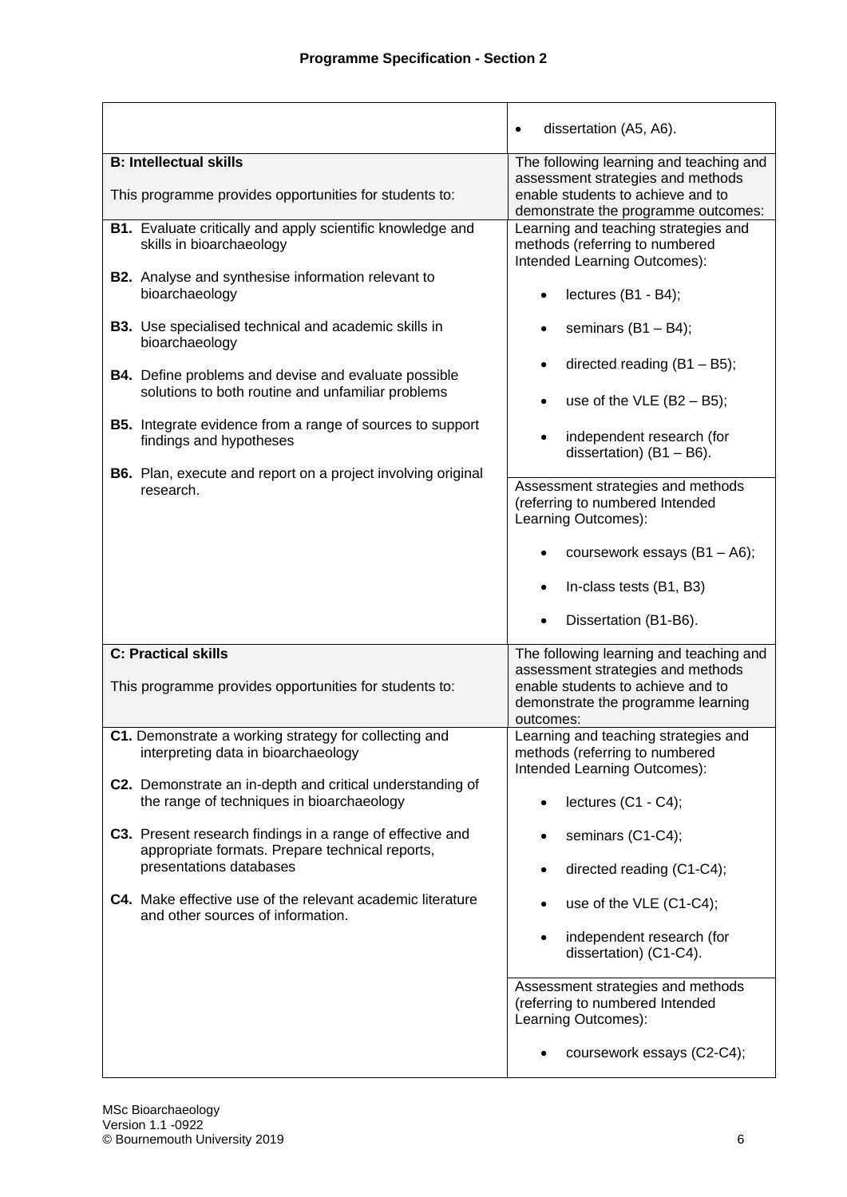## Programme Specification - Section 2

| | |
|---|---|
| | • dissertation (A5, A6). |
| **B: Intellectual skills**<br><br>This programme provides opportunities for students to: | The following learning and teaching and assessment strategies and methods enable students to achieve and to demonstrate the programme outcomes: |
| **B1.** Evaluate critically and apply scientific knowledge and skills in bioarchaeology<br><br>**B2.** Analyse and synthesise information relevant to bioarchaeology<br><br>**B3.** Use specialised technical and academic skills in bioarchaeology<br><br>**B4.** Define problems and devise and evaluate possible solutions to both routine and unfamiliar problems<br><br>**B5.** Integrate evidence from a range of sources to support findings and hypotheses<br><br>**B6.** Plan, execute and report on a project involving original research. | Learning and teaching strategies and methods (referring to numbered Intended Learning Outcomes):<br><br>• lectures (B1 - B4);<br>• seminars (B1 – B4);<br>• directed reading (B1 – B5);<br>• use of the VLE (B2 – B5);<br>• independent research (for dissertation) (B1 – B6).<br><br>Assessment strategies and methods (referring to numbered Intended Learning Outcomes):<br><br>• coursework essays (B1 – A6);<br>• In-class tests (B1, B3)<br>• Dissertation (B1-B6). |
| **C: Practical skills**<br><br>This programme provides opportunities for students to: | The following learning and teaching and assessment strategies and methods enable students to achieve and to demonstrate the programme learning outcomes: |
| **C1.** Demonstrate a working strategy for collecting and interpreting data in bioarchaeology<br><br>**C2.** Demonstrate an in-depth and critical understanding of the range of techniques in bioarchaeology<br><br>**C3.** Present research findings in a range of effective and appropriate formats. Prepare technical reports, presentations databases<br><br>**C4.** Make effective use of the relevant academic literature and other sources of information. | Learning and teaching strategies and methods (referring to numbered Intended Learning Outcomes):<br><br>• lectures (C1 - C4);<br>• seminars (C1-C4);<br>• directed reading (C1-C4);<br>• use of the VLE (C1-C4);<br>• independent research (for dissertation) (C1-C4).<br><br>Assessment strategies and methods (referring to numbered Intended Learning Outcomes):<br><br>• coursework essays (C2-C4); |

MSc Bioarchaeology
Version 1.1 -0922
© Bournemouth University 2019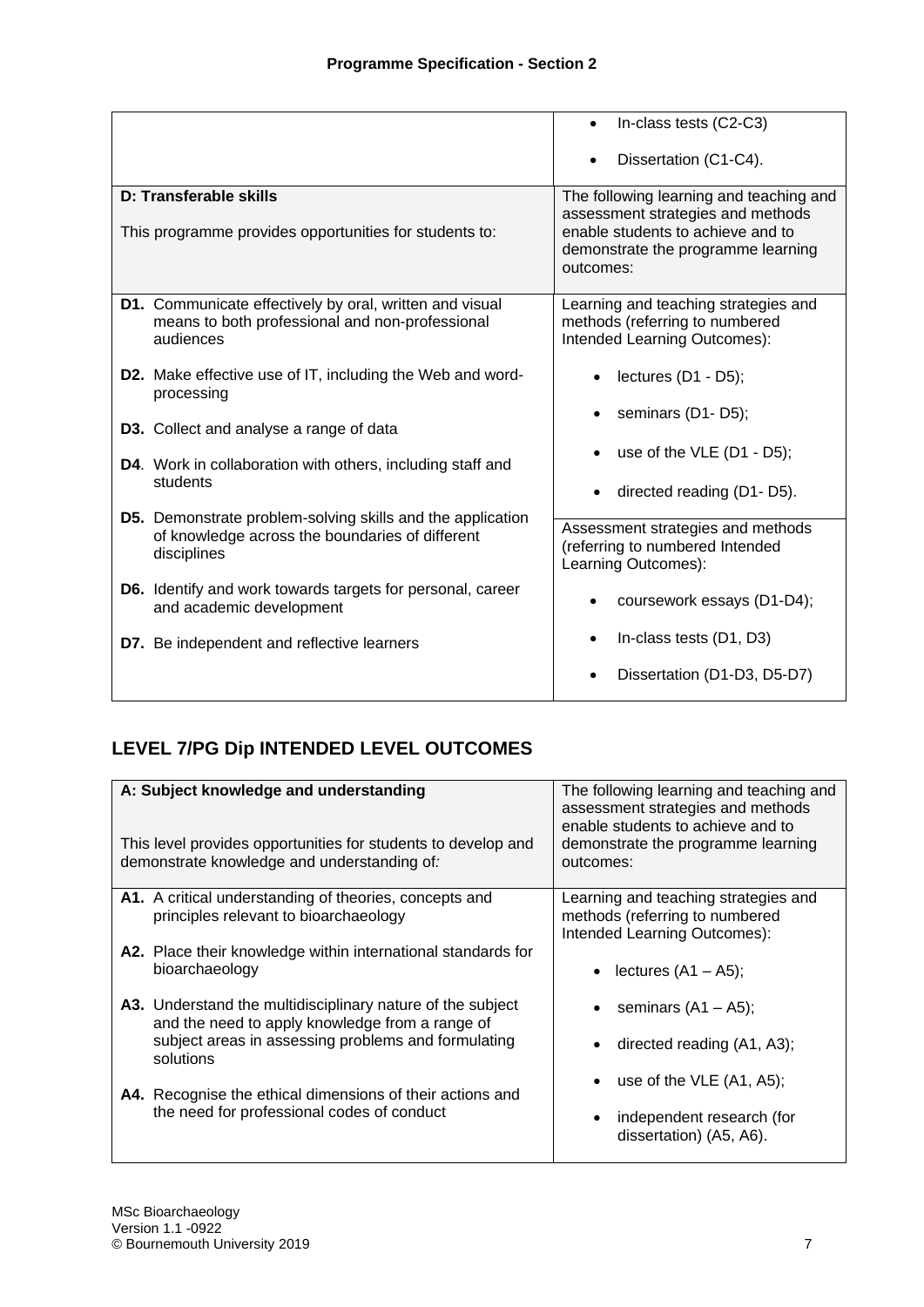## Programme Specification - Section 2

| | |
|---|---|
| | • In-class tests (C2-C3)<br>• Dissertation (C1-C4). |
| **D: Transferable skills**<br><br>This programme provides opportunities for students to: | The following learning and teaching and assessment strategies and methods enable students to achieve and to demonstrate the programme learning outcomes: |
| **D1.** Communicate effectively by oral, written and visual means to both professional and non-professional audiences<br><br>**D2.** Make effective use of IT, including the Web and word-processing<br><br>**D3.** Collect and analyse a range of data<br><br>**D4**. Work in collaboration with others, including staff and students<br><br>**D5.** Demonstrate problem-solving skills and the application of knowledge across the boundaries of different disciplines<br><br>**D6.** Identify and work towards targets for personal, career and academic development<br><br>**D7.** Be independent and reflective learners | Learning and teaching strategies and methods (referring to numbered Intended Learning Outcomes):<br><br>• lectures (D1 - D5);<br>• seminars (D1- D5);<br>• use of the VLE (D1 - D5);<br>• directed reading (D1- D5).<br><br>Assessment strategies and methods (referring to numbered Intended Learning Outcomes):<br><br>• coursework essays (D1-D4);<br>• In-class tests (D1, D3)<br>• Dissertation (D1-D3, D5-D7) |

## LEVEL 7/PG Dip INTENDED LEVEL OUTCOMES

| **A: Subject knowledge and understanding**<br><br>This level provides opportunities for students to develop and demonstrate knowledge and understanding of: | The following learning and teaching and assessment strategies and methods enable students to achieve and to demonstrate the programme learning outcomes: |
|---|---|
| **A1.** A critical understanding of theories, concepts and principles relevant to bioarchaeology<br><br>**A2.** Place their knowledge within international standards for bioarchaeology<br><br>**A3.** Understand the multidisciplinary nature of the subject and the need to apply knowledge from a range of subject areas in assessing problems and formulating solutions<br><br>**A4.** Recognise the ethical dimensions of their actions and the need for professional codes of conduct | Learning and teaching strategies and methods (referring to numbered Intended Learning Outcomes):<br><br>• lectures (A1 – A5);<br>• seminars (A1 – A5);<br>• directed reading (A1, A3);<br>• use of the VLE (A1, A5);<br>• independent research (for dissertation) (A5, A6). |

MSc Bioarchaeology
Version 1.1 -0922
© Bournemouth University 2019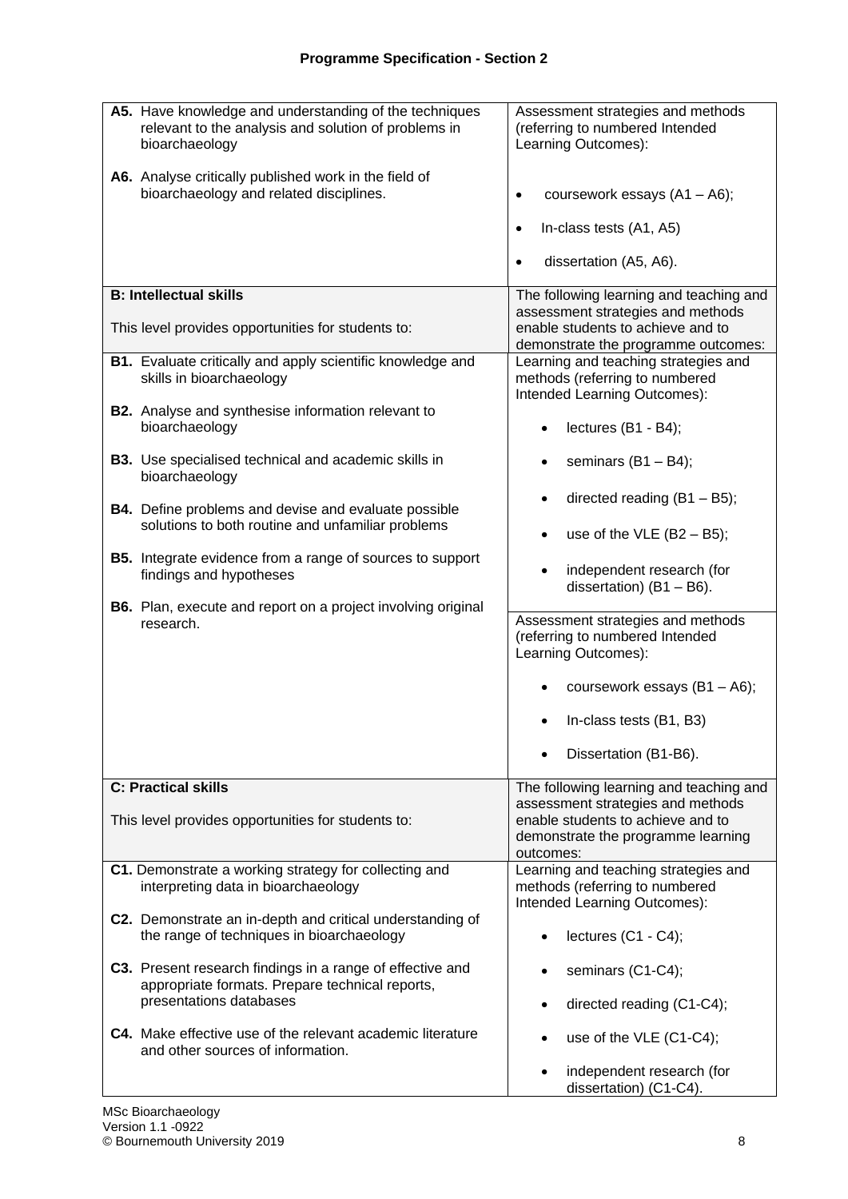## Programme Specification - Section 2

| | |
|---|---|
| **A5.** Have knowledge and understanding of the techniques relevant to the analysis and solution of problems in bioarchaeology<br><br>**A6.** Analyse critically published work in the field of bioarchaeology and related disciplines. | Assessment strategies and methods (referring to numbered Intended Learning Outcomes):<br><br>• coursework essays (A1 – A6);<br>• In-class tests (A1, A5)<br>• dissertation (A5, A6). |
| **B: Intellectual skills**<br><br>This level provides opportunities for students to: | The following learning and teaching and assessment strategies and methods enable students to achieve and to demonstrate the programme outcomes: |
| **B1.** Evaluate critically and apply scientific knowledge and skills in bioarchaeology<br><br>**B2.** Analyse and synthesise information relevant to bioarchaeology<br><br>**B3.** Use specialised technical and academic skills in bioarchaeology<br><br>**B4.** Define problems and devise and evaluate possible solutions to both routine and unfamiliar problems<br><br>**B5.** Integrate evidence from a range of sources to support findings and hypotheses<br><br>**B6.** Plan, execute and report on a project involving original research. | Learning and teaching strategies and methods (referring to numbered Intended Learning Outcomes):<br><br>• lectures (B1 - B4);<br>• seminars (B1 – B4);<br>• directed reading (B1 – B5);<br>• use of the VLE (B2 – B5);<br>• independent research (for dissertation) (B1 – B6).<br><br>Assessment strategies and methods (referring to numbered Intended Learning Outcomes):<br><br>• coursework essays (B1 – A6);<br>• In-class tests (B1, B3)<br>• Dissertation (B1-B6). |
| **C: Practical skills**<br><br>This level provides opportunities for students to: | The following learning and teaching and assessment strategies and methods enable students to achieve and to demonstrate the programme learning outcomes: |
| **C1.** Demonstrate a working strategy for collecting and interpreting data in bioarchaeology<br><br>**C2.** Demonstrate an in-depth and critical understanding of the range of techniques in bioarchaeology<br><br>**C3.** Present research findings in a range of effective and appropriate formats. Prepare technical reports, presentations databases<br><br>**C4.** Make effective use of the relevant academic literature and other sources of information. | Learning and teaching strategies and methods (referring to numbered Intended Learning Outcomes):<br><br>• lectures (C1 - C4);<br>• seminars (C1-C4);<br>• directed reading (C1-C4);<br>• use of the VLE (C1-C4);<br>• independent research (for dissertation) (C1-C4). |

MSc Bioarchaeology
Version 1.1 -0922
© Bournemouth University 2019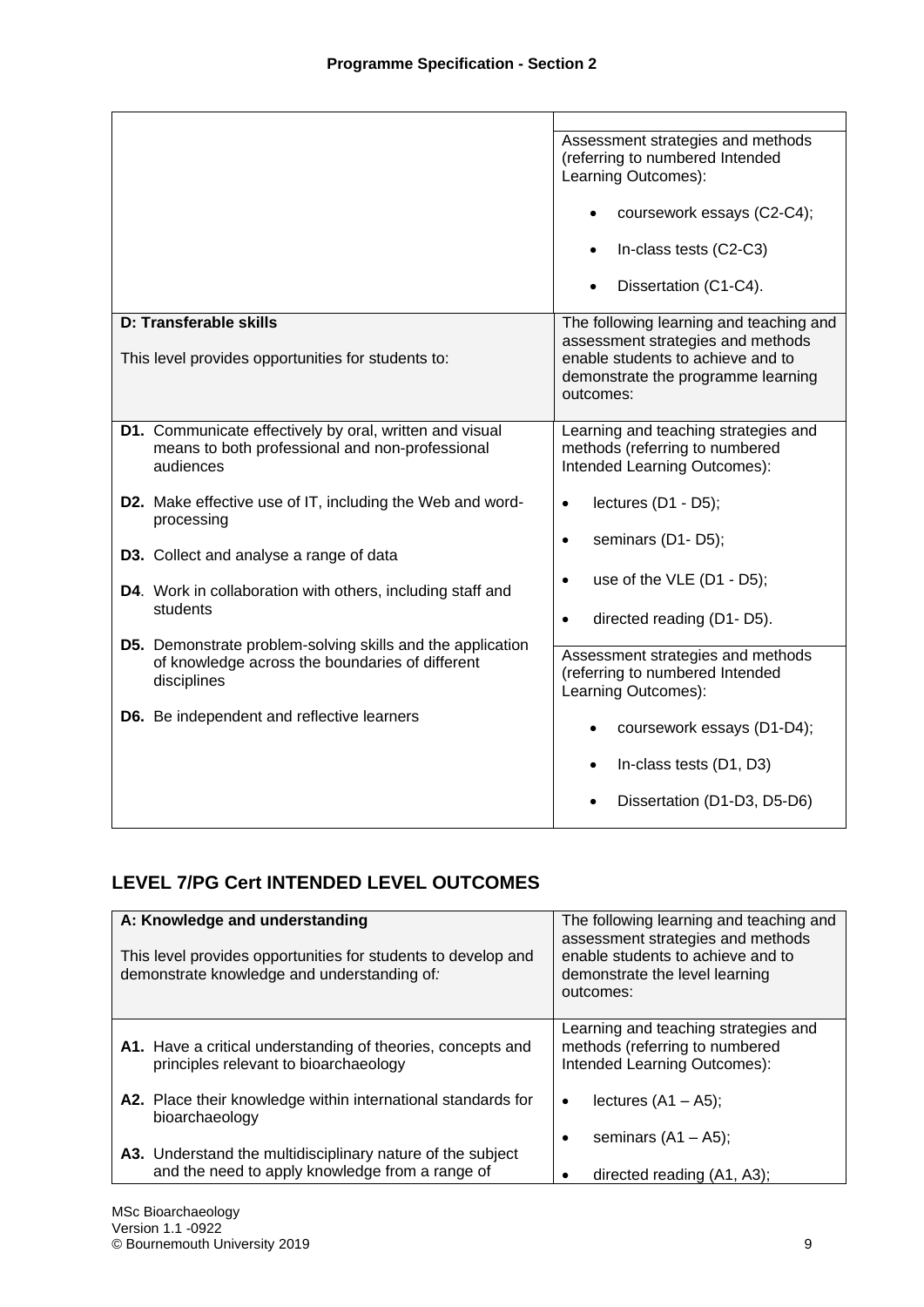| | |
|---|---|
| | Assessment strategies and methods (referring to numbered Intended Learning Outcomes):<br>• coursework essays (C2-C4);<br>• In-class tests (C2-C3)<br>• Dissertation (C1-C4). |
| **D: Transferable skills**<br><br>This level provides opportunities for students to: | The following learning and teaching and assessment strategies and methods enable students to achieve and to demonstrate the programme learning outcomes: |
| **D1.** Communicate effectively by oral, written and visual means to both professional and non-professional audiences<br><br>**D2.** Make effective use of IT, including the Web and word-processing<br><br>**D3.** Collect and analyse a range of data<br><br>**D4**. Work in collaboration with others, including staff and students<br><br>**D5.** Demonstrate problem-solving skills and the application of knowledge across the boundaries of different disciplines<br><br>**D6.** Be independent and reflective learners | Learning and teaching strategies and methods (referring to numbered Intended Learning Outcomes):<br>• lectures (D1 - D5);<br>• seminars (D1- D5);<br>• use of the VLE (D1 - D5);<br>• directed reading (D1- D5).<br><br>Assessment strategies and methods (referring to numbered Intended Learning Outcomes):<br>• coursework essays (D1-D4);<br>• In-class tests (D1, D3)<br>• Dissertation (D1-D3, D5-D6) |

## LEVEL 7/PG Cert INTENDED LEVEL OUTCOMES

| **A: Knowledge and understanding**<br><br>This level provides opportunities for students to develop and demonstrate knowledge and understanding of: | The following learning and teaching and assessment strategies and methods enable students to achieve and to demonstrate the level learning outcomes: |
|---|---|
| **A1.** Have a critical understanding of theories, concepts and principles relevant to bioarchaeology<br><br>**A2.** Place their knowledge within international standards for bioarchaeology<br><br>**A3.** Understand the multidisciplinary nature of the subject and the need to apply knowledge from a range of | Learning and teaching strategies and methods (referring to numbered Intended Learning Outcomes):<br>• lectures (A1 – A5);<br>• seminars (A1 – A5);<br>• directed reading (A1, A3); |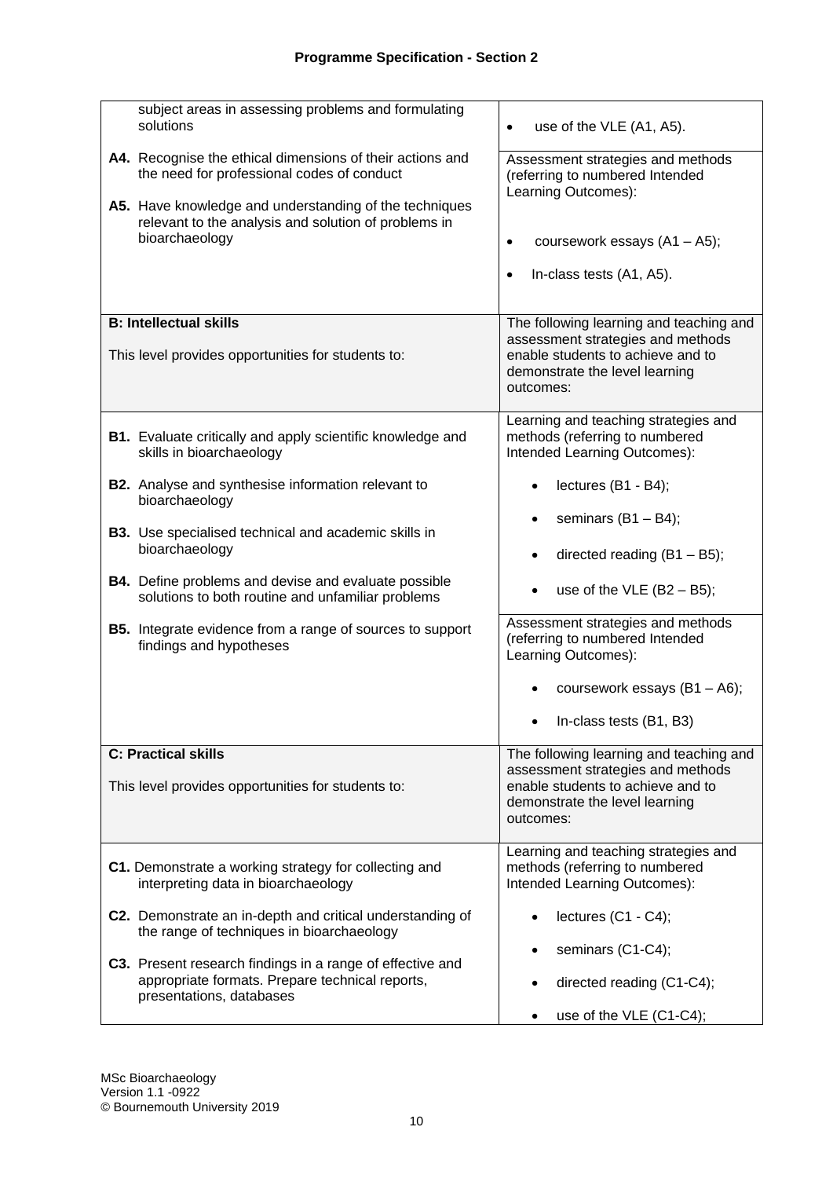## Programme Specification - Section 2

| | |
|---|---|
| subject areas in assessing problems and formulating solutions<br><br>**A4.** Recognise the ethical dimensions of their actions and the need for professional codes of conduct<br><br>**A5.** Have knowledge and understanding of the techniques relevant to the analysis and solution of problems in bioarchaeology | • use of the VLE (A1, A5).<br><br>Assessment strategies and methods (referring to numbered Intended Learning Outcomes):<br><br>• coursework essays (A1 – A5);<br>• In-class tests (A1, A5). |
| **B: Intellectual skills**<br><br>This level provides opportunities for students to: | The following learning and teaching and assessment strategies and methods enable students to achieve and to demonstrate the level learning outcomes: |
| **B1.** Evaluate critically and apply scientific knowledge and skills in bioarchaeology<br><br>**B2.** Analyse and synthesise information relevant to bioarchaeology<br><br>**B3.** Use specialised technical and academic skills in bioarchaeology<br><br>**B4.** Define problems and devise and evaluate possible solutions to both routine and unfamiliar problems<br><br>**B5.** Integrate evidence from a range of sources to support findings and hypotheses | Learning and teaching strategies and methods (referring to numbered Intended Learning Outcomes):<br><br>• lectures (B1 - B4);<br>• seminars (B1 – B4);<br>• directed reading (B1 – B5);<br>• use of the VLE (B2 – B5);<br><br>Assessment strategies and methods (referring to numbered Intended Learning Outcomes):<br><br>• coursework essays (B1 – A6);<br>• In-class tests (B1, B3) |
| **C: Practical skills**<br><br>This level provides opportunities for students to: | The following learning and teaching and assessment strategies and methods enable students to achieve and to demonstrate the level learning outcomes: |
| **C1.** Demonstrate a working strategy for collecting and interpreting data in bioarchaeology<br><br>**C2.** Demonstrate an in-depth and critical understanding of the range of techniques in bioarchaeology<br><br>**C3.** Present research findings in a range of effective and appropriate formats. Prepare technical reports, presentations, databases | Learning and teaching strategies and methods (referring to numbered Intended Learning Outcomes):<br><br>• lectures (C1 - C4);<br>• seminars (C1-C4);<br>• directed reading (C1-C4);<br>• use of the VLE (C1-C4); |

MSc Bioarchaeology
Version 1.1 -0922
© Bournemouth University 2019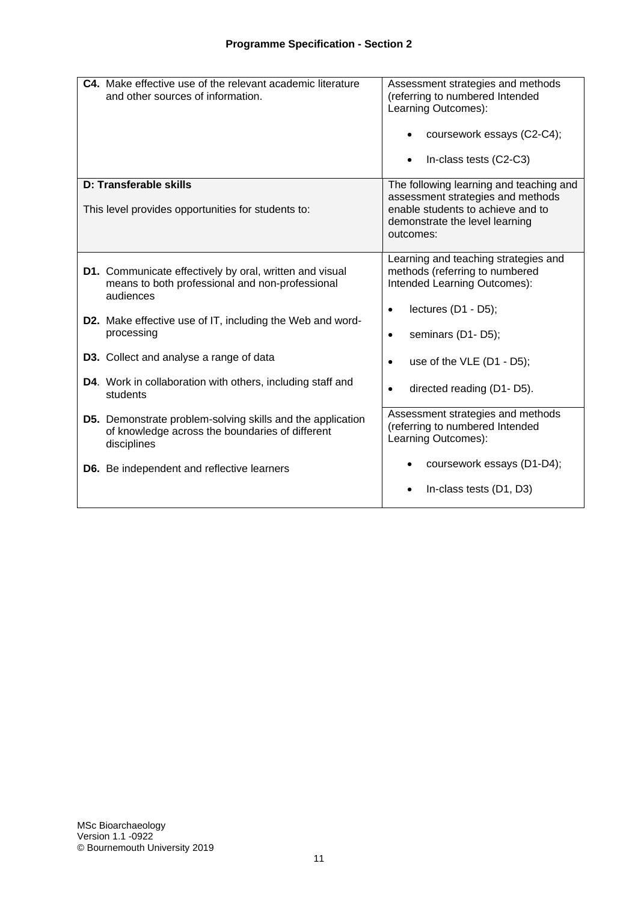| | |
|---|---|
| **C4.** Make effective use of the relevant academic literature and other sources of information. | Assessment strategies and methods (referring to numbered Intended Learning Outcomes):<br><br>• coursework essays (C2-C4);<br>• In-class tests (C2-C3) |
| **D: Transferable skills**<br><br>This level provides opportunities for students to: | The following learning and teaching and assessment strategies and methods enable students to achieve and to demonstrate the level learning outcomes: |
| **D1.** Communicate effectively by oral, written and visual means to both professional and non-professional audiences<br><br>**D2.** Make effective use of IT, including the Web and word-processing<br><br>**D3.** Collect and analyse a range of data<br><br>**D4**. Work in collaboration with others, including staff and students<br><br>**D5.** Demonstrate problem-solving skills and the application of knowledge across the boundaries of different disciplines<br><br>**D6.** Be independent and reflective learners | Learning and teaching strategies and methods (referring to numbered Intended Learning Outcomes):<br><br>• lectures (D1 - D5);<br>• seminars (D1- D5);<br>• use of the VLE (D1 - D5);<br>• directed reading (D1- D5).<br><br>Assessment strategies and methods (referring to numbered Intended Learning Outcomes):<br><br>• coursework essays (D1-D4);<br>• In-class tests (D1, D3) |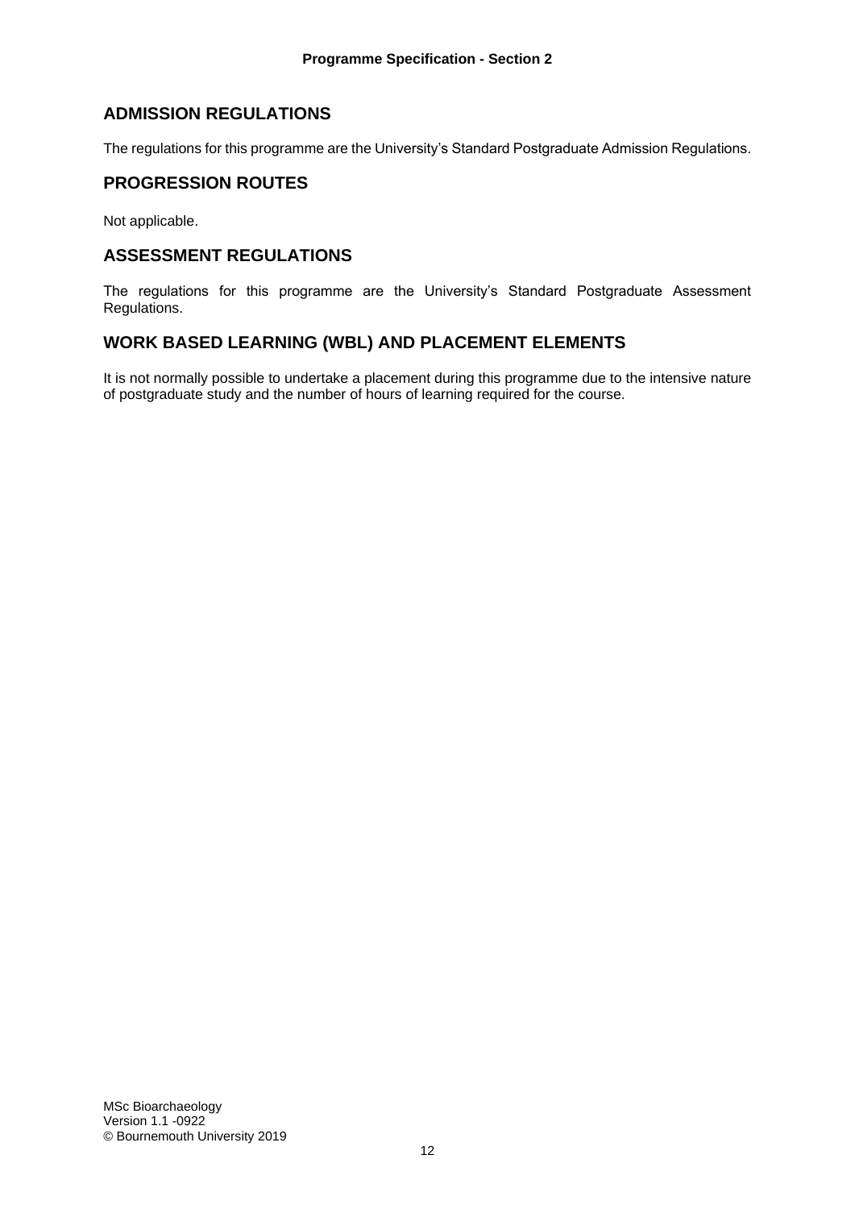## ADMISSION REGULATIONS

The regulations for this programme are the University's Standard Postgraduate Admission Regulations.

## PROGRESSION ROUTES

Not applicable.

## ASSESSMENT REGULATIONS

The regulations for this programme are the University's Standard Postgraduate Assessment Regulations.

## WORK BASED LEARNING (WBL) AND PLACEMENT ELEMENTS

It is not normally possible to undertake a placement during this programme due to the intensive nature of postgraduate study and the number of hours of learning required for the course.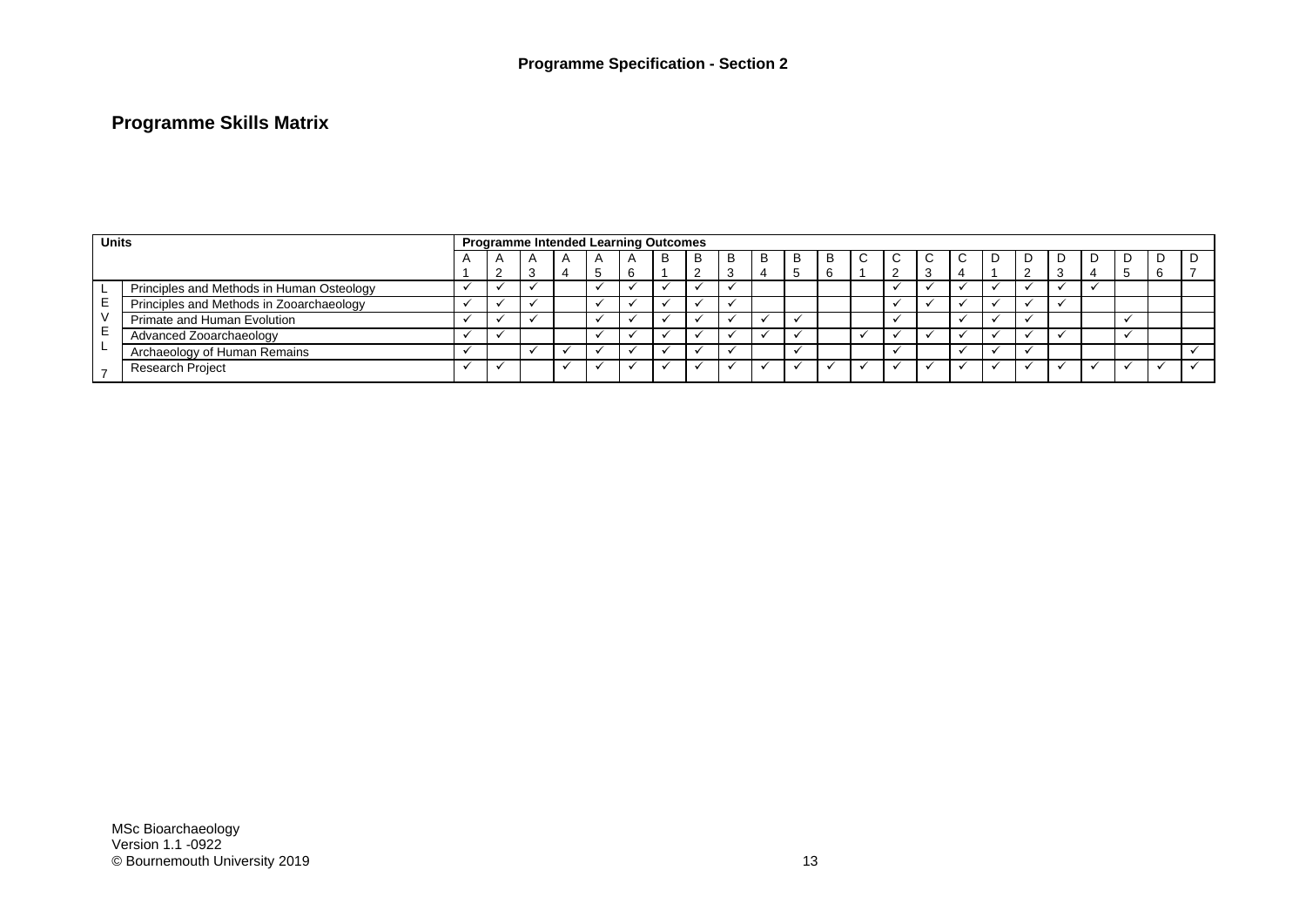**Programme Specification - Section 2**

## Programme Skills Matrix

| Level | Units | A1 | A2 | A3 | A4 | A5 | A6 | B1 | B2 | B3 | B4 | B5 | B6 | C1 | C2 | C3 | C4 | D1 | D2 | D3 | D4 | D5 | D6 | D7 |
|---|---|---|---|---|---|---|---|---|---|---|---|---|---|---|---|---|---|---|---|---|---|---|---|---|
| LEVEL 7 | Principles and Methods in Human Osteology | ✓ | ✓ | ✓ | | ✓ | ✓ | ✓ | ✓ | ✓ | | | | | ✓ | ✓ | ✓ | ✓ | ✓ | ✓ | ✓ | | | |
| | Principles and Methods in Zooarchaeology | ✓ | ✓ | ✓ | | ✓ | ✓ | ✓ | ✓ | ✓ | | | | | ✓ | ✓ | ✓ | ✓ | ✓ | ✓ | | | | |
| | Primate and Human Evolution | ✓ | ✓ | ✓ | | ✓ | ✓ | ✓ | ✓ | ✓ | ✓ | ✓ | | | ✓ | | ✓ | ✓ | ✓ | | | ✓ | | |
| | Advanced Zooarchaeology | ✓ | ✓ | | | ✓ | ✓ | ✓ | ✓ | ✓ | ✓ | ✓ | | ✓ | ✓ | ✓ | ✓ | ✓ | ✓ | ✓ | | ✓ | | |
| | Archaeology of Human Remains | ✓ | | ✓ | ✓ | ✓ | ✓ | ✓ | ✓ | ✓ | | ✓ | | | ✓ | | ✓ | ✓ | ✓ | | | | | ✓ |
| | Research Project | ✓ | ✓ | | ✓ | ✓ | ✓ | ✓ | ✓ | ✓ | ✓ | ✓ | ✓ | ✓ | ✓ | ✓ | ✓ | ✓ | ✓ | ✓ | ✓ | ✓ | ✓ | ✓ |

MSc Bioarchaeology
Version 1.1 -0922
© Bournemouth University 2019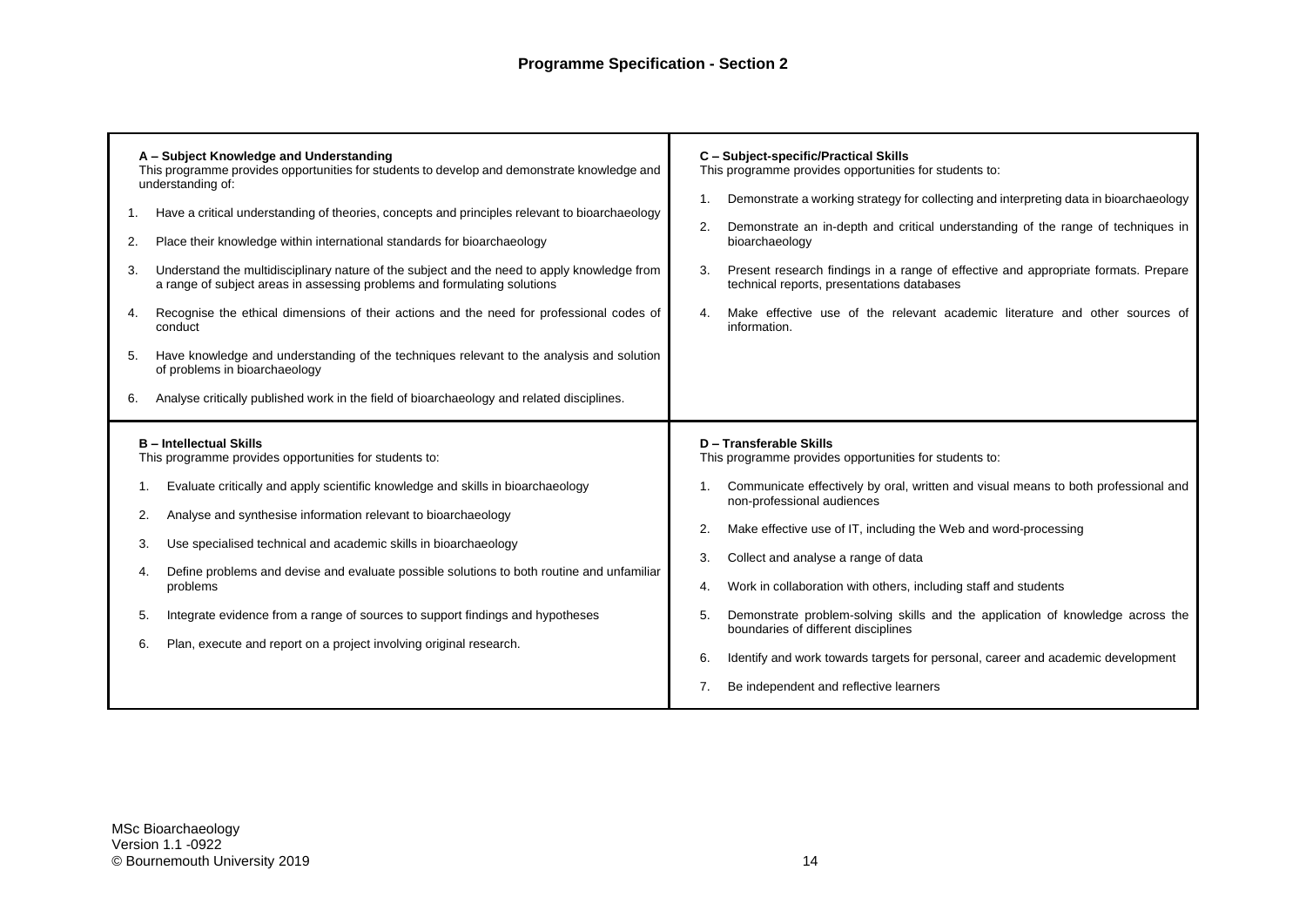## Programme Specification - Section 2

**A – Subject Knowledge and Understanding**
This programme provides opportunities for students to develop and demonstrate knowledge and understanding of:

1. Have a critical understanding of theories, concepts and principles relevant to bioarchaeology
2. Place their knowledge within international standards for bioarchaeology
3. Understand the multidisciplinary nature of the subject and the need to apply knowledge from a range of subject areas in assessing problems and formulating solutions
4. Recognise the ethical dimensions of their actions and the need for professional codes of conduct
5. Have knowledge and understanding of the techniques relevant to the analysis and solution of problems in bioarchaeology
6. Analyse critically published work in the field of bioarchaeology and related disciplines.

**C – Subject-specific/Practical Skills**
This programme provides opportunities for students to:

1. Demonstrate a working strategy for collecting and interpreting data in bioarchaeology
2. Demonstrate an in-depth and critical understanding of the range of techniques in bioarchaeology
3. Present research findings in a range of effective and appropriate formats. Prepare technical reports, presentations databases
4. Make effective use of the relevant academic literature and other sources of information.

**B – Intellectual Skills**
This programme provides opportunities for students to:

1. Evaluate critically and apply scientific knowledge and skills in bioarchaeology
2. Analyse and synthesise information relevant to bioarchaeology
3. Use specialised technical and academic skills in bioarchaeology
4. Define problems and devise and evaluate possible solutions to both routine and unfamiliar problems
5. Integrate evidence from a range of sources to support findings and hypotheses
6. Plan, execute and report on a project involving original research.

**D – Transferable Skills**
This programme provides opportunities for students to:

1. Communicate effectively by oral, written and visual means to both professional and non-professional audiences
2. Make effective use of IT, including the Web and word-processing
3. Collect and analyse a range of data
4. Work in collaboration with others, including staff and students
5. Demonstrate problem-solving skills and the application of knowledge across the boundaries of different disciplines
6. Identify and work towards targets for personal, career and academic development
7. Be independent and reflective learners